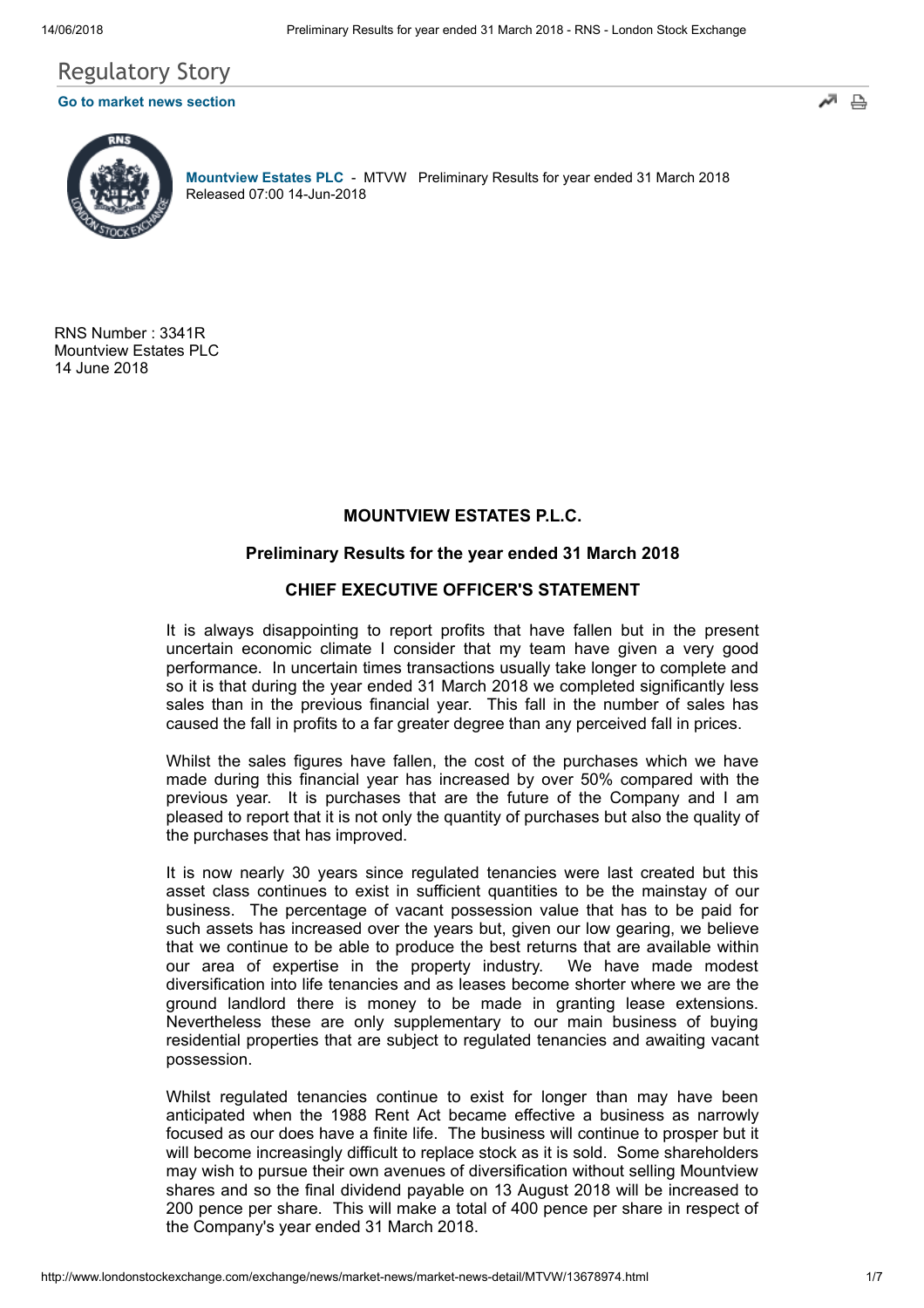# Regulatory Story

**Go to market news section**

**Mountview Estates PLC** - MTVW Preliminary Results for year ended 31 March 2018
Released 07:00 14-Jun-2018

RNS Number : 3341R
Mountview Estates PLC
14 June 2018

## MOUNTVIEW ESTATES P.L.C.

### Preliminary Results for the year ended 31 March 2018

### CHIEF EXECUTIVE OFFICER'S STATEMENT

It is always disappointing to report profits that have fallen but in the present uncertain economic climate I consider that my team have given a very good performance. In uncertain times transactions usually take longer to complete and so it is that during the year ended 31 March 2018 we completed significantly less sales than in the previous financial year. This fall in the number of sales has caused the fall in profits to a far greater degree than any perceived fall in prices.

Whilst the sales figures have fallen, the cost of the purchases which we have made during this financial year has increased by over 50% compared with the previous year. It is purchases that are the future of the Company and I am pleased to report that it is not only the quantity of purchases but also the quality of the purchases that has improved.

It is now nearly 30 years since regulated tenancies were last created but this asset class continues to exist in sufficient quantities to be the mainstay of our business. The percentage of vacant possession value that has to be paid for such assets has increased over the years but, given our low gearing, we believe that we continue to be able to produce the best returns that are available within our area of expertise in the property industry. We have made modest diversification into life tenancies and as leases become shorter where we are the ground landlord there is money to be made in granting lease extensions. Nevertheless these are only supplementary to our main business of buying residential properties that are subject to regulated tenancies and awaiting vacant possession.

Whilst regulated tenancies continue to exist for longer than may have been anticipated when the 1988 Rent Act became effective a business as narrowly focused as our does have a finite life. The business will continue to prosper but it will become increasingly difficult to replace stock as it is sold. Some shareholders may wish to pursue their own avenues of diversification without selling Mountview shares and so the final dividend payable on 13 August 2018 will be increased to 200 pence per share. This will make a total of 400 pence per share in respect of the Company's year ended 31 March 2018.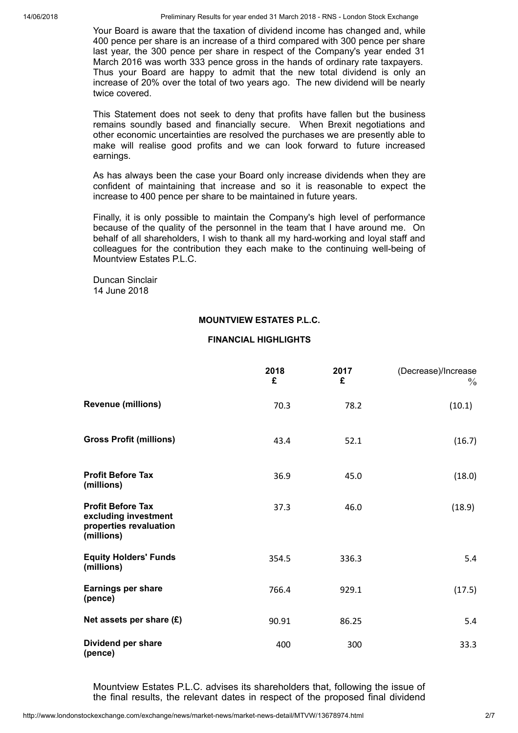Your Board is aware that the taxation of dividend income has changed and, while 400 pence per share is an increase of a third compared with 300 pence per share last year, the 300 pence per share in respect of the Company's year ended 31 March 2016 was worth 333 pence gross in the hands of ordinary rate taxpayers. Thus your Board are happy to admit that the new total dividend is only an increase of 20% over the total of two years ago. The new dividend will be nearly twice covered.

This Statement does not seek to deny that profits have fallen but the business remains soundly based and financially secure. When Brexit negotiations and other economic uncertainties are resolved the purchases we are presently able to make will realise good profits and we can look forward to future increased earnings.

As has always been the case your Board only increase dividends when they are confident of maintaining that increase and so it is reasonable to expect the increase to 400 pence per share to be maintained in future years.

Finally, it is only possible to maintain the Company's high level of performance because of the quality of the personnel in the team that I have around me. On behalf of all shareholders, I wish to thank all my hard-working and loyal staff and colleagues for the contribution they each make to the continuing well-being of Mountview Estates P.L.C.

Duncan Sinclair
14 June 2018

**MOUNTVIEW ESTATES P.L.C.**

**FINANCIAL HIGHLIGHTS**

| | **2018** £ | **2017** £ | (Decrease)/Increase % |
|---|---|---|---|
| **Revenue (millions)** | 70.3 | 78.2 | (10.1) |
| **Gross Profit (millions)** | 43.4 | 52.1 | (16.7) |
| **Profit Before Tax (millions)** | 36.9 | 45.0 | (18.0) |
| **Profit Before Tax excluding investment properties revaluation (millions)** | 37.3 | 46.0 | (18.9) |
| **Equity Holders' Funds (millions)** | 354.5 | 336.3 | 5.4 |
| **Earnings per share (pence)** | 766.4 | 929.1 | (17.5) |
| **Net assets per share (£)** | 90.91 | 86.25 | 5.4 |
| **Dividend per share (pence)** | 400 | 300 | 33.3 |

Mountview Estates P.L.C. advises its shareholders that, following the issue of the final results, the relevant dates in respect of the proposed final dividend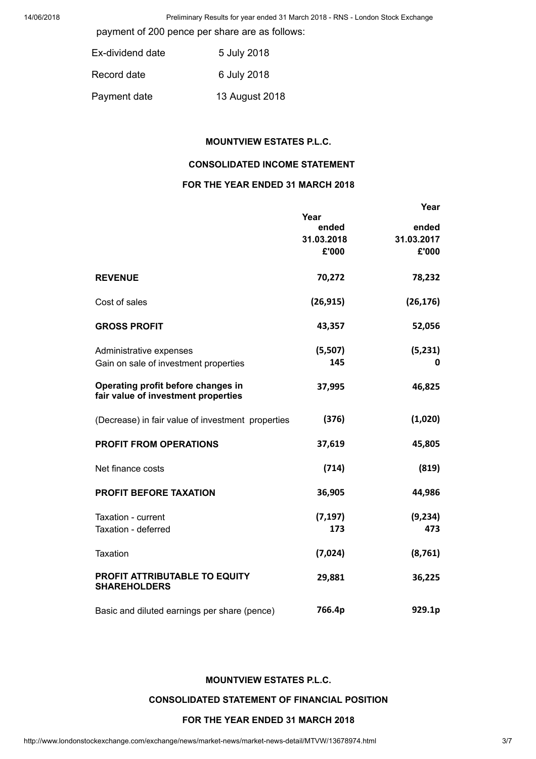payment of 200 pence per share are as follows:

| | |
|---|---|
| Ex-dividend date | 5 July 2018 |
| Record date | 6 July 2018 |
| Payment date | 13 August 2018 |

**MOUNTVIEW ESTATES P.L.C.**

**CONSOLIDATED INCOME STATEMENT**

**FOR THE YEAR ENDED 31 MARCH 2018**

| | Year ended 31.03.2018 £'000 | Year ended 31.03.2017 £'000 |
|---|---|---|
| **REVENUE** | **70,272** | **78,232** |
| Cost of sales | **(26,915)** | **(26,176)** |
| **GROSS PROFIT** | **43,357** | **52,056** |
| Administrative expenses | **(5,507)** | **(5,231)** |
| Gain on sale of investment properties | **145** | **0** |
| **Operating profit before changes in fair value of investment properties** | **37,995** | **46,825** |
| (Decrease) in fair value of investment properties | **(376)** | **(1,020)** |
| **PROFIT FROM OPERATIONS** | **37,619** | **45,805** |
| Net finance costs | **(714)** | **(819)** |
| **PROFIT BEFORE TAXATION** | **36,905** | **44,986** |
| Taxation - current | **(7,197)** | **(9,234)** |
| Taxation - deferred | **173** | **473** |
| Taxation | **(7,024)** | **(8,761)** |
| **PROFIT ATTRIBUTABLE TO EQUITY SHAREHOLDERS** | **29,881** | **36,225** |
| Basic and diluted earnings per share (pence) | **766.4p** | **929.1p** |

**MOUNTVIEW ESTATES P.L.C.**

**CONSOLIDATED STATEMENT OF FINANCIAL POSITION**

**FOR THE YEAR ENDED 31 MARCH 2018**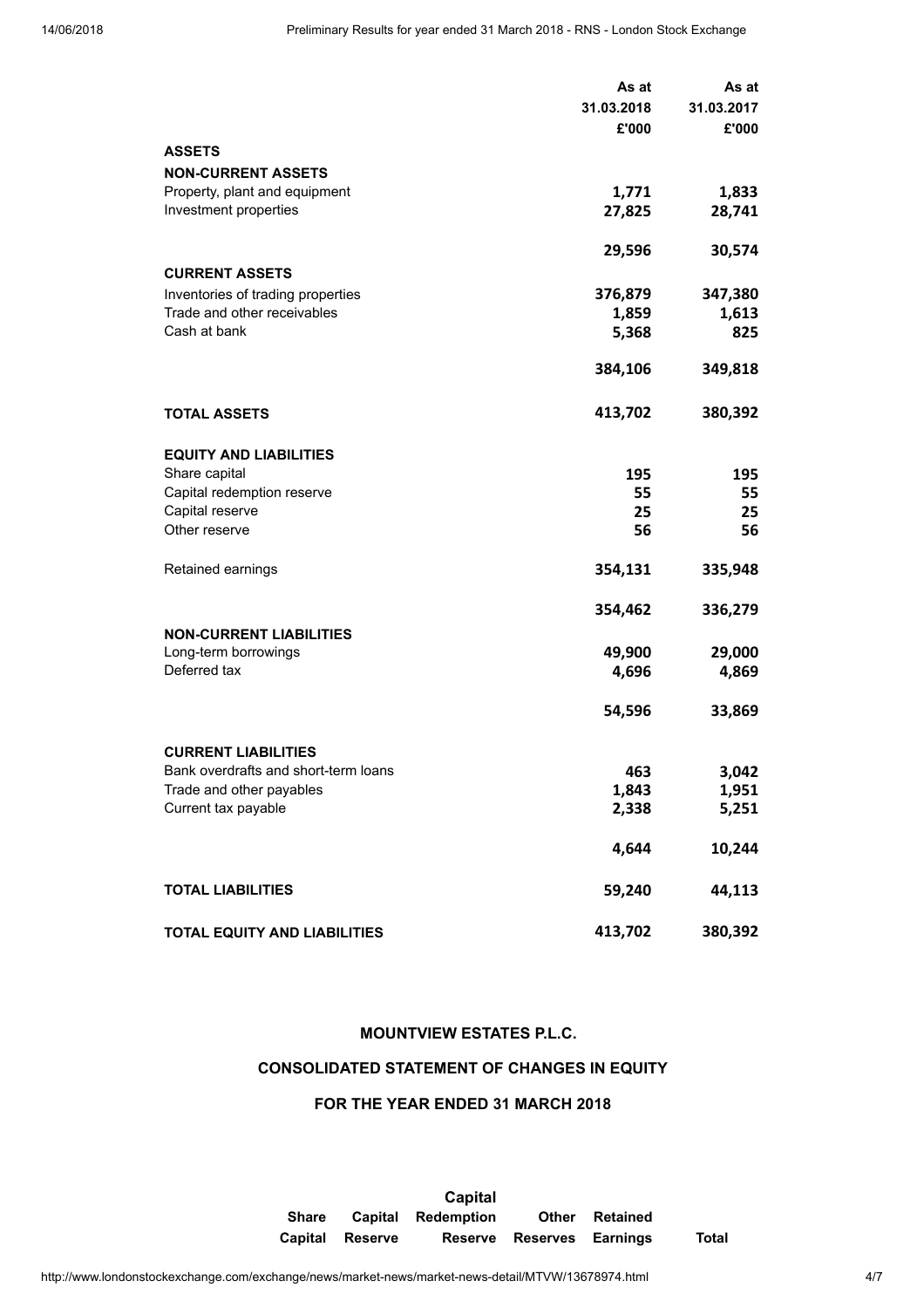| | As at 31.03.2018 £'000 | As at 31.03.2017 £'000 |
|---|---|---|
| **ASSETS** | | |
| **NON-CURRENT ASSETS** | | |
| Property, plant and equipment | **1,771** | **1,833** |
| Investment properties | **27,825** | **28,741** |
| | **29,596** | **30,574** |
| **CURRENT ASSETS** | | |
| Inventories of trading properties | **376,879** | **347,380** |
| Trade and other receivables | **1,859** | **1,613** |
| Cash at bank | **5,368** | **825** |
| | **384,106** | **349,818** |
| **TOTAL ASSETS** | **413,702** | **380,392** |
| **EQUITY AND LIABILITIES** | | |
| Share capital | **195** | **195** |
| Capital redemption reserve | **55** | **55** |
| Capital reserve | **25** | **25** |
| Other reserve | **56** | **56** |
| Retained earnings | **354,131** | **335,948** |
| | **354,462** | **336,279** |
| **NON-CURRENT LIABILITIES** | | |
| Long-term borrowings | **49,900** | **29,000** |
| Deferred tax | **4,696** | **4,869** |
| | **54,596** | **33,869** |
| **CURRENT LIABILITIES** | | |
| Bank overdrafts and short-term loans | **463** | **3,042** |
| Trade and other payables | **1,843** | **1,951** |
| Current tax payable | **2,338** | **5,251** |
| | **4,644** | **10,244** |
| **TOTAL LIABILITIES** | **59,240** | **44,113** |
| **TOTAL EQUITY AND LIABILITIES** | **413,702** | **380,392** |

**MOUNTVIEW ESTATES P.L.C.**

**CONSOLIDATED STATEMENT OF CHANGES IN EQUITY**

**FOR THE YEAR ENDED 31 MARCH 2018**

| | Share Capital | Capital Reserve | Capital Redemption Reserve | Other Reserves | Retained Earnings | Total |
|---|---|---|---|---|---|---|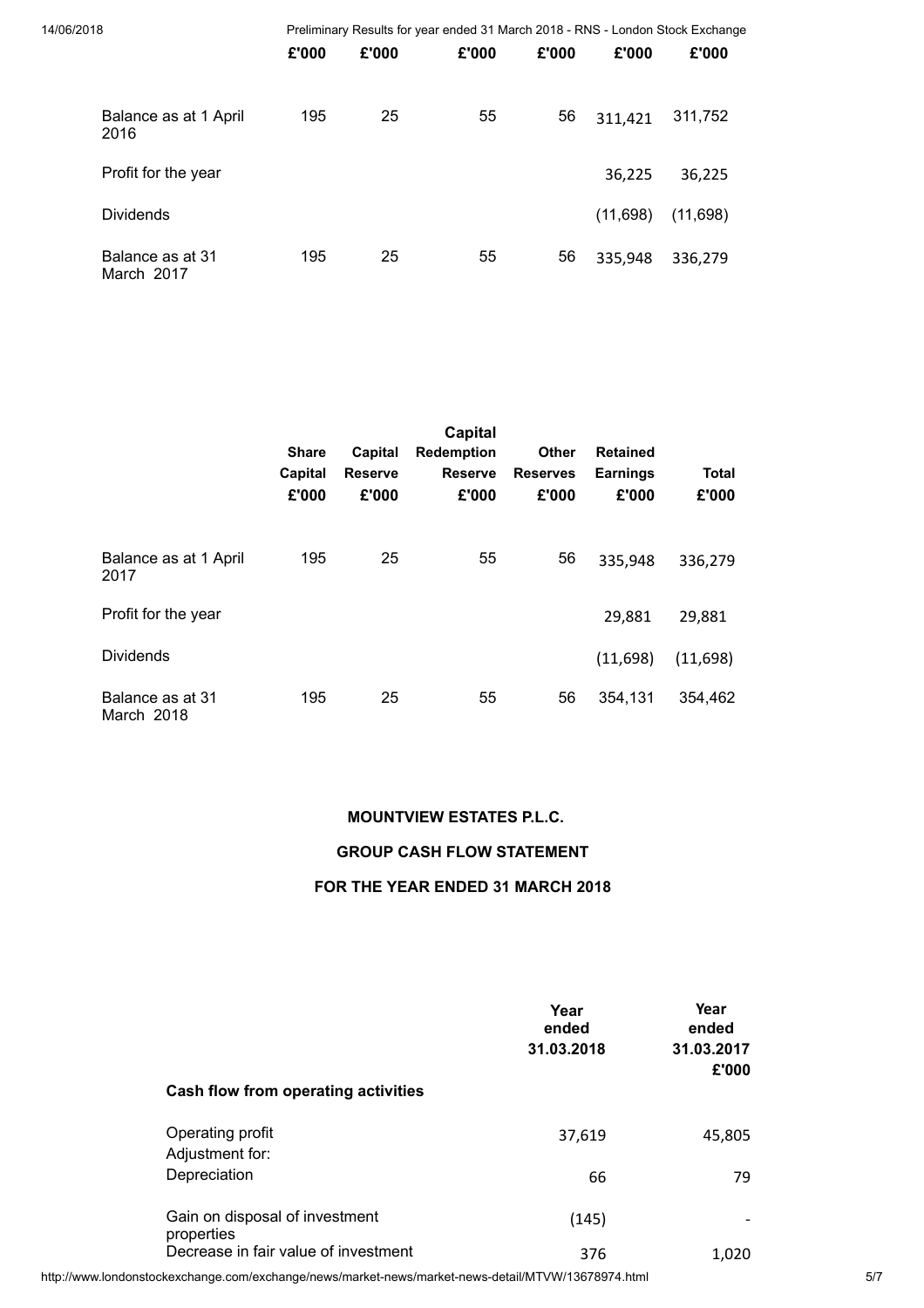| | £'000 | £'000 | £'000 | £'000 | £'000 | £'000 |
|---|---|---|---|---|---|---|
| Balance as at 1 April 2016 | 195 | 25 | 55 | 56 | 311,421 | 311,752 |
| Profit for the year | | | | | 36,225 | 36,225 |
| Dividends | | | | | (11,698) | (11,698) |
| Balance as at 31 March 2017 | 195 | 25 | 55 | 56 | 335,948 | 336,279 |

| | Share Capital £'000 | Capital Reserve £'000 | Capital Redemption Reserve £'000 | Other Reserves £'000 | Retained Earnings £'000 | Total £'000 |
|---|---|---|---|---|---|---|
| Balance as at 1 April 2017 | 195 | 25 | 55 | 56 | 335,948 | 336,279 |
| Profit for the year | | | | | 29,881 | 29,881 |
| Dividends | | | | | (11,698) | (11,698) |
| Balance as at 31 March 2018 | 195 | 25 | 55 | 56 | 354,131 | 354,462 |

**MOUNTVIEW ESTATES P.L.C.**

**GROUP CASH FLOW STATEMENT**

**FOR THE YEAR ENDED 31 MARCH 2018**

| | Year ended 31.03.2018 | Year ended 31.03.2017 £'000 |
|---|---|---|
| **Cash flow from operating activities** | | |
| Operating profit | 37,619 | 45,805 |
| Adjustment for: | | |
| Depreciation | 66 | 79 |
| Gain on disposal of investment properties | (145) | - |
| Decrease in fair value of investment | 376 | 1,020 |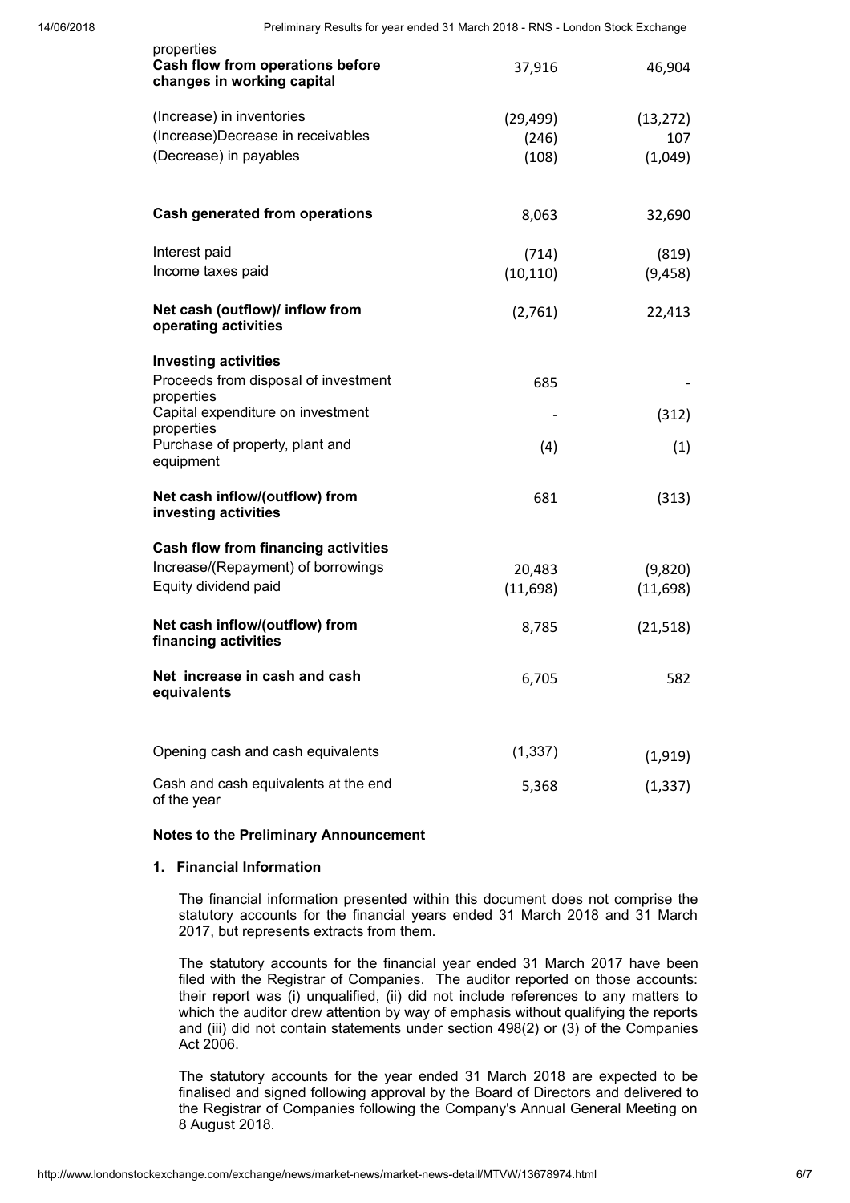| | | |
|---|---|---|
| properties | | |
| **Cash flow from operations before changes in working capital** | 37,916 | 46,904 |
| (Increase) in inventories | (29,499) | (13,272) |
| (Increase)Decrease in receivables | (246) | 107 |
| (Decrease) in payables | (108) | (1,049) |
| **Cash generated from operations** | 8,063 | 32,690 |
| Interest paid | (714) | (819) |
| Income taxes paid | (10,110) | (9,458) |
| **Net cash (outflow)/ inflow from operating activities** | (2,761) | 22,413 |
| **Investing activities** | | |
| Proceeds from disposal of investment properties | 685 | - |
| Capital expenditure on investment properties | - | (312) |
| Purchase of property, plant and equipment | (4) | (1) |
| **Net cash inflow/(outflow) from investing activities** | 681 | (313) |
| **Cash flow from financing activities** | | |
| Increase/(Repayment) of borrowings | 20,483 | (9,820) |
| Equity dividend paid | (11,698) | (11,698) |
| **Net cash inflow/(outflow) from financing activities** | 8,785 | (21,518) |
| **Net increase in cash and cash equivalents** | 6,705 | 582 |
| Opening cash and cash equivalents | (1,337) | (1,919) |
| Cash and cash equivalents at the end of the year | 5,368 | (1,337) |

**Notes to the Preliminary Announcement**

**1. Financial Information**

The financial information presented within this document does not comprise the statutory accounts for the financial years ended 31 March 2018 and 31 March 2017, but represents extracts from them.

The statutory accounts for the financial year ended 31 March 2017 have been filed with the Registrar of Companies. The auditor reported on those accounts: their report was (i) unqualified, (ii) did not include references to any matters to which the auditor drew attention by way of emphasis without qualifying the reports and (iii) did not contain statements under section 498(2) or (3) of the Companies Act 2006.

The statutory accounts for the year ended 31 March 2018 are expected to be finalised and signed following approval by the Board of Directors and delivered to the Registrar of Companies following the Company's Annual General Meeting on 8 August 2018.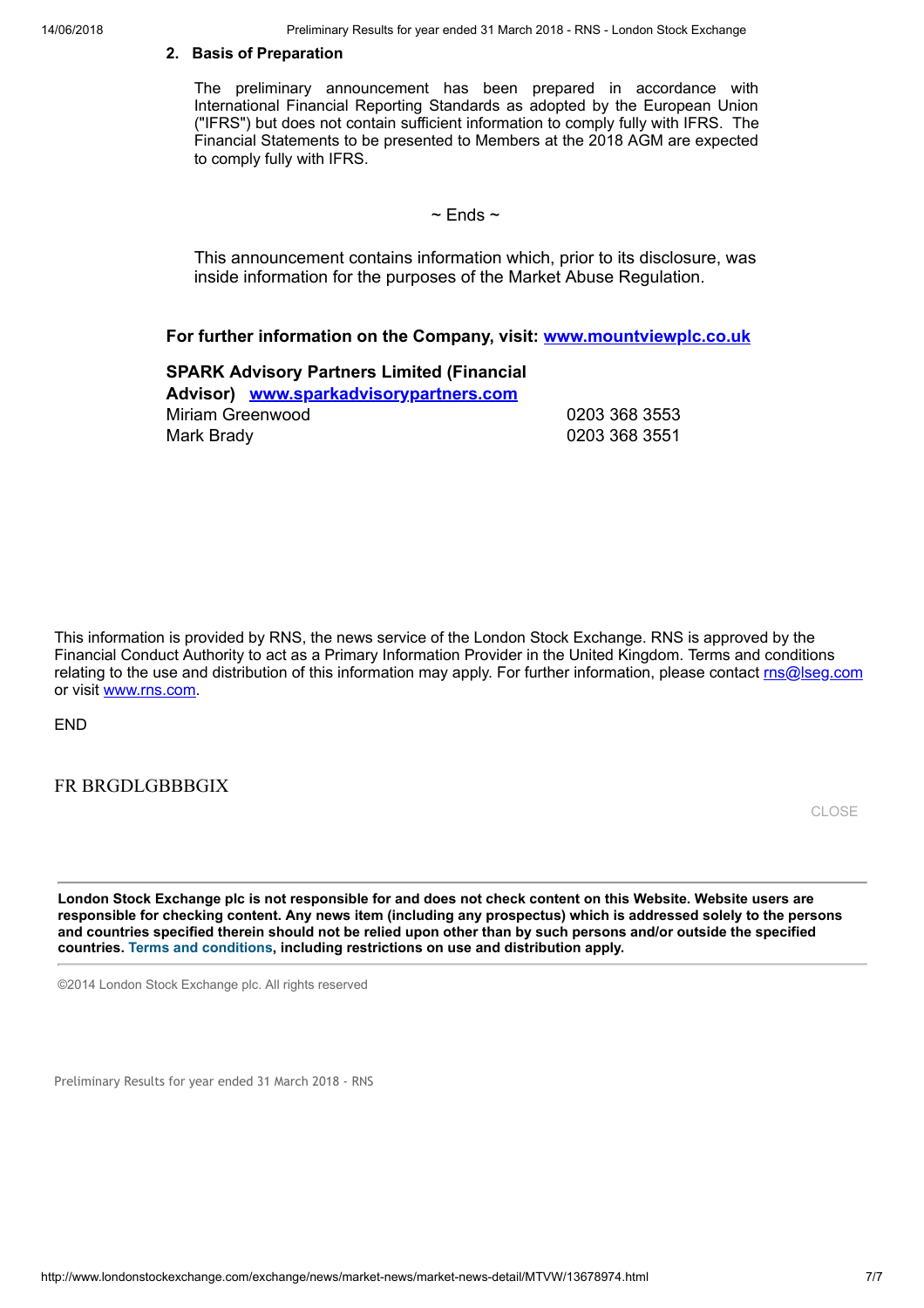## 2. Basis of Preparation

The preliminary announcement has been prepared in accordance with International Financial Reporting Standards as adopted by the European Union ("IFRS") but does not contain sufficient information to comply fully with IFRS. The Financial Statements to be presented to Members at the 2018 AGM are expected to comply fully with IFRS.

~ Ends ~

This announcement contains information which, prior to its disclosure, was inside information for the purposes of the Market Abuse Regulation.

**For further information on the Company, visit: www.mountviewplc.co.uk**

**SPARK Advisory Partners Limited (Financial Advisor) www.sparkadvisorypartners.com**

| | |
|---|---|
| Miriam Greenwood | 0203 368 3553 |
| Mark Brady | 0203 368 3551 |

This information is provided by RNS, the news service of the London Stock Exchange. RNS is approved by the Financial Conduct Authority to act as a Primary Information Provider in the United Kingdom. Terms and conditions relating to the use and distribution of this information may apply. For further information, please contact rns@lseg.com or visit www.rns.com.

END

FR BRGDLGBBBGIX

CLOSE

**London Stock Exchange plc is not responsible for and does not check content on this Website. Website users are responsible for checking content. Any news item (including any prospectus) which is addressed solely to the persons and countries specified therein should not be relied upon other than by such persons and/or outside the specified countries. Terms and conditions, including restrictions on use and distribution apply.**

©2014 London Stock Exchange plc. All rights reserved

Preliminary Results for year ended 31 March 2018 - RNS